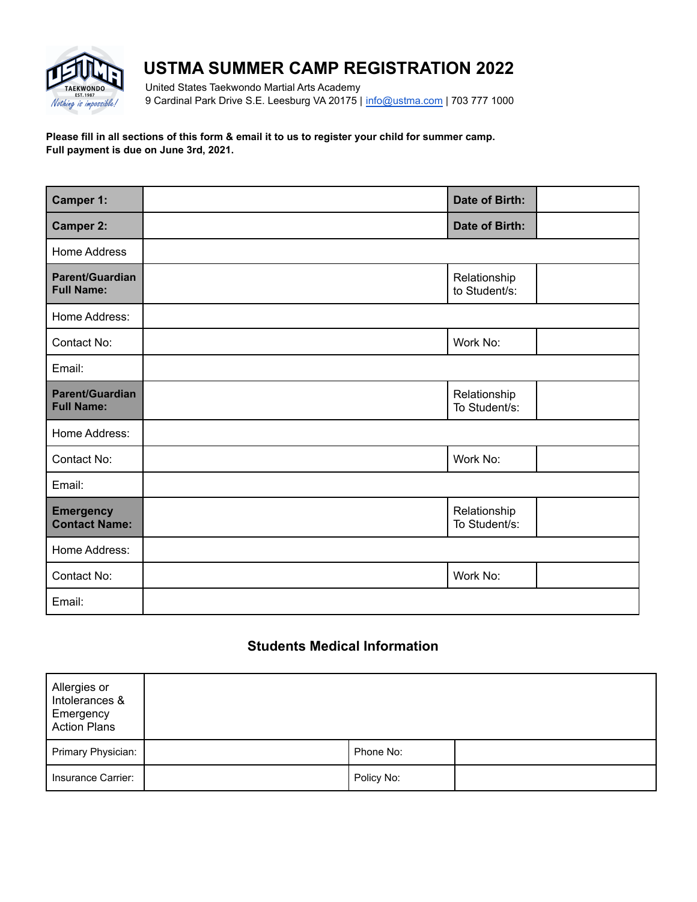# USTMA SUMMER CAMP REGISTRATION 2022

United States Taekwondo Martial Arts Academy
9 Cardinal Park Drive S.E. Leesburg VA 20175 | info@ustma.com | 703 777 1000

**Please fill in all sections of this form & email it to us to register your child for summer camp.**
**Full payment is due on June 3rd, 2021.**

| **Camper 1:** | | **Date of Birth:** | |
|---|---|---|---|
| **Camper 2:** | | **Date of Birth:** | |
| Home Address | | | |
| **Parent/Guardian Full Name:** | | Relationship to Student/s: | |
| Home Address: | | | |
| Contact No: | | Work No: | |
| Email: | | | |
| **Parent/Guardian Full Name:** | | Relationship To Student/s: | |
| Home Address: | | | |
| Contact No: | | Work No: | |
| Email: | | | |
| **Emergency Contact Name:** | | Relationship To Student/s: | |
| Home Address: | | | |
| Contact No: | | Work No: | |
| Email: | | | |

## Students Medical Information

| Allergies or Intolerances & Emergency Action Plans | | | |
|---|---|---|---|
| Primary Physician: | | Phone No: | |
| Insurance Carrier: | | Policy No: | |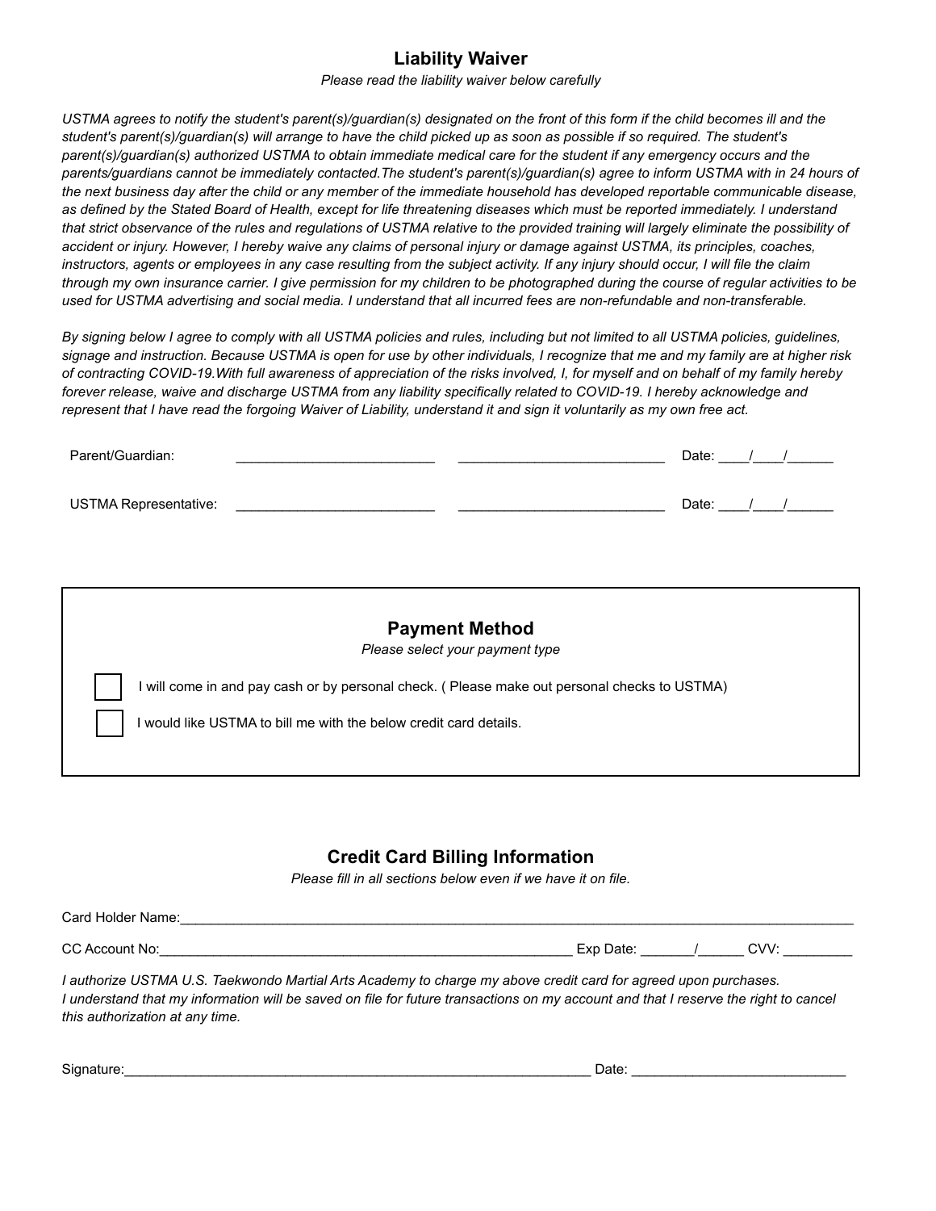## Liability Waiver

*Please read the liability waiver below carefully*

*USTMA agrees to notify the student's parent(s)/guardian(s) designated on the front of this form if the child becomes ill and the student's parent(s)/guardian(s) will arrange to have the child picked up as soon as possible if so required. The student's parent(s)/guardian(s) authorized USTMA to obtain immediate medical care for the student if any emergency occurs and the parents/guardians cannot be immediately contacted.The student's parent(s)/guardian(s) agree to inform USTMA with in 24 hours of the next business day after the child or any member of the immediate household has developed reportable communicable disease, as defined by the Stated Board of Health, except for life threatening diseases which must be reported immediately. I understand that strict observance of the rules and regulations of USTMA relative to the provided training will largely eliminate the possibility of accident or injury. However, I hereby waive any claims of personal injury or damage against USTMA, its principles, coaches, instructors, agents or employees in any case resulting from the subject activity. If any injury should occur, I will file the claim through my own insurance carrier. I give permission for my children to be photographed during the course of regular activities to be used for USTMA advertising and social media. I understand that all incurred fees are non-refundable and non-transferable.*

*By signing below I agree to comply with all USTMA policies and rules, including but not limited to all USTMA policies, guidelines, signage and instruction. Because USTMA is open for use by other individuals, I recognize that me and my family are at higher risk of contracting COVID-19.With full awareness of appreciation of the risks involved, I, for myself and on behalf of my family hereby forever release, waive and discharge USTMA from any liability specifically related to COVID-19. I hereby acknowledge and represent that I have read the forgoing Waiver of Liability, understand it and sign it voluntarily as my own free act.*

Parent/Guardian: __________________________ __________________________ Date: ____/____/______

USTMA Representative: __________________________ __________________________ Date: ____/____/______

## Payment Method

*Please select your payment type*

☐ I will come in and pay cash or by personal check. ( Please make out personal checks to USTMA)

☐ I would like USTMA to bill me with the below credit card details.

## Credit Card Billing Information

*Please fill in all sections below even if we have it on file.*

Card Holder Name:__________________________________________________________________________________________

CC Account No:_______________________________________________________ Exp Date: _______/______ CVV: _________

*I authorize USTMA U.S. Taekwondo Martial Arts Academy to charge my above credit card for agreed upon purchases. I understand that my information will be saved on file for future transactions on my account and that I reserve the right to cancel this authorization at any time.*

Signature:_______________________________________________________________ Date: ___________________________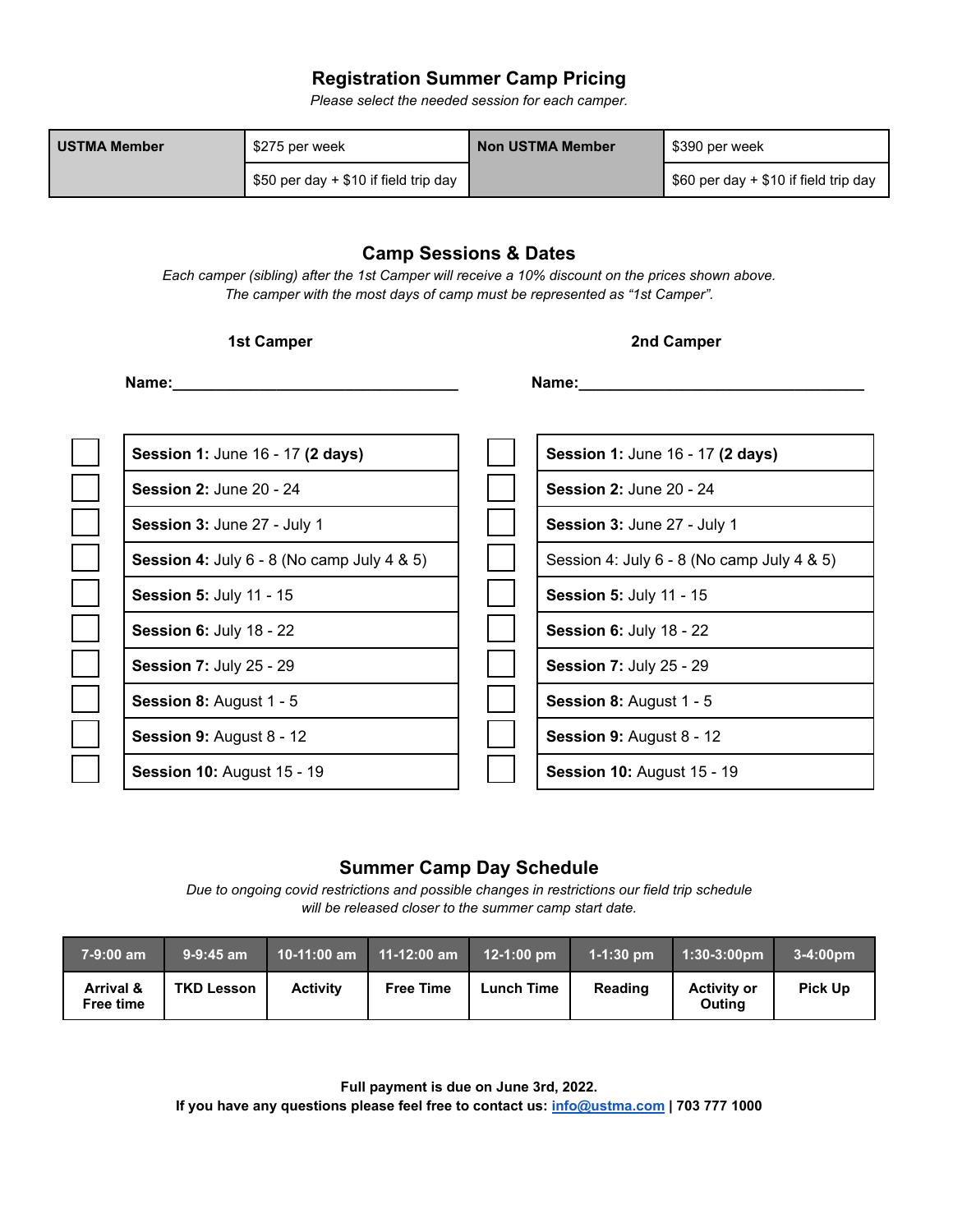## Registration Summer Camp Pricing

*Please select the needed session for each camper.*

| | | | |
|---|---|---|---|
| **USTMA Member** | $275 per week | **Non USTMA Member** | $390 per week |
| | $50 per day + $10 if field trip day | | $60 per day + $10 if field trip day |

## Camp Sessions & Dates

*Each camper (sibling) after the 1st Camper will receive a 10% discount on the prices shown above.*
*The camper with the most days of camp must be represented as "1st Camper".*

### 1st Camper

**Name:**\_\_\_\_\_\_\_\_\_\_\_\_\_\_\_\_\_\_\_\_\_\_\_\_\_\_\_\_\_\_\_\_\_

- ☐ **Session 1:** June 16 - 17 **(2 days)**
- ☐ **Session 2:** June 20 - 24
- ☐ **Session 3:** June 27 - July 1
- ☐ **Session 4:** July 6 - 8 (No camp July 4 & 5)
- ☐ **Session 5:** July 11 - 15
- ☐ **Session 6:** July 18 - 22
- ☐ **Session 7:** July 25 - 29
- ☐ **Session 8:** August 1 - 5
- ☐ **Session 9:** August 8 - 12
- ☐ **Session 10:** August 15 - 19

### 2nd Camper

**Name:**\_\_\_\_\_\_\_\_\_\_\_\_\_\_\_\_\_\_\_\_\_\_\_\_\_\_\_\_\_\_\_\_\_

- ☐ **Session 1:** June 16 - 17 **(2 days)**
- ☐ **Session 2:** June 20 - 24
- ☐ **Session 3:** June 27 - July 1
- ☐ Session 4: July 6 - 8 (No camp July 4 & 5)
- ☐ **Session 5:** July 11 - 15
- ☐ **Session 6:** July 18 - 22
- ☐ **Session 7:** July 25 - 29
- ☐ **Session 8:** August 1 - 5
- ☐ **Session 9:** August 8 - 12
- ☐ **Session 10:** August 15 - 19

## Summer Camp Day Schedule

*Due to ongoing covid restrictions and possible changes in restrictions our field trip schedule will be released closer to the summer camp start date.*

| 7-9:00 am | 9-9:45 am | 10-11:00 am | 11-12:00 am | 12-1:00 pm | 1-1:30 pm | 1:30-3:00pm | 3-4:00pm |
|---|---|---|---|---|---|---|---|
| **Arrival & Free time** | **TKD Lesson** | **Activity** | **Free Time** | **Lunch Time** | **Reading** | **Activity or Outing** | **Pick Up** |

**Full payment is due on June 3rd, 2022.**
**If you have any questions please feel free to contact us: info@ustma.com | 703 777 1000**